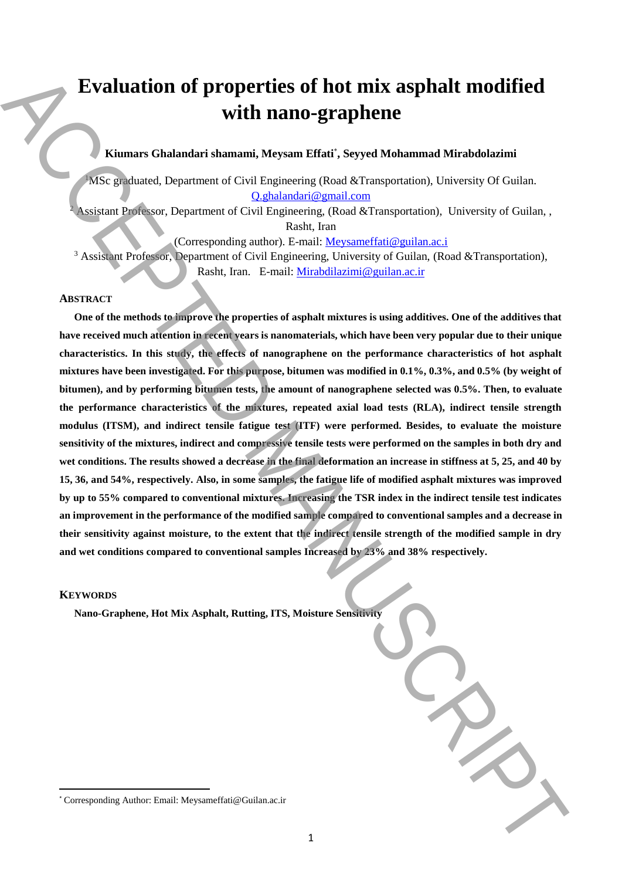# Evaluation of properties of hot mix asphalt modified with nano-graphene

**Kiumars Ghalandari shamami, Meysam Effati[*], Seyyed Mohammad Mirabdolazimi**

[1]MSc graduated, Department of Civil Engineering (Road &Transportation), University Of Guilan. Q.ghalandari@gmail.com

[2] Assistant Professor, Department of Civil Engineering, (Road &Transportation), University of Guilan, , Rasht, Iran (Corresponding author). E-mail: Meysameffati@guilan.ac.i

[3] Assistant Professor, Department of Civil Engineering, University of Guilan, (Road &Transportation), Rasht, Iran. E-mail: Mirabdilazimi@guilan.ac.ir

## ABSTRACT

**One of the methods to improve the properties of asphalt mixtures is using additives. One of the additives that have received much attention in recent years is nanomaterials, which have been very popular due to their unique characteristics. In this study, the effects of nanographene on the performance characteristics of hot asphalt mixtures have been investigated. For this purpose, bitumen was modified in 0.1%, 0.3%, and 0.5% (by weight of bitumen), and by performing bitumen tests, the amount of nanographene selected was 0.5%. Then, to evaluate the performance characteristics of the mixtures, repeated axial load tests (RLA), indirect tensile strength modulus (ITSM), and indirect tensile fatigue test (ITF) were performed. Besides, to evaluate the moisture sensitivity of the mixtures, indirect and compressive tensile tests were performed on the samples in both dry and wet conditions. The results showed a decrease in the final deformation an increase in stiffness at 5, 25, and 40 by 15, 36, and 54%, respectively. Also, in some samples, the fatigue life of modified asphalt mixtures was improved by up to 55% compared to conventional mixtures. Increasing the TSR index in the indirect tensile test indicates an improvement in the performance of the modified sample compared to conventional samples and a decrease in their sensitivity against moisture, to the extent that the indirect tensile strength of the modified sample in dry and wet conditions compared to conventional samples Increased by 23% and 38% respectively.**

## KEYWORDS

**Nano-Graphene, Hot Mix Asphalt, Rutting, ITS, Moisture Sensitivity**

---

[*] Corresponding Author: Email: Meysameffati@Guilan.ac.ir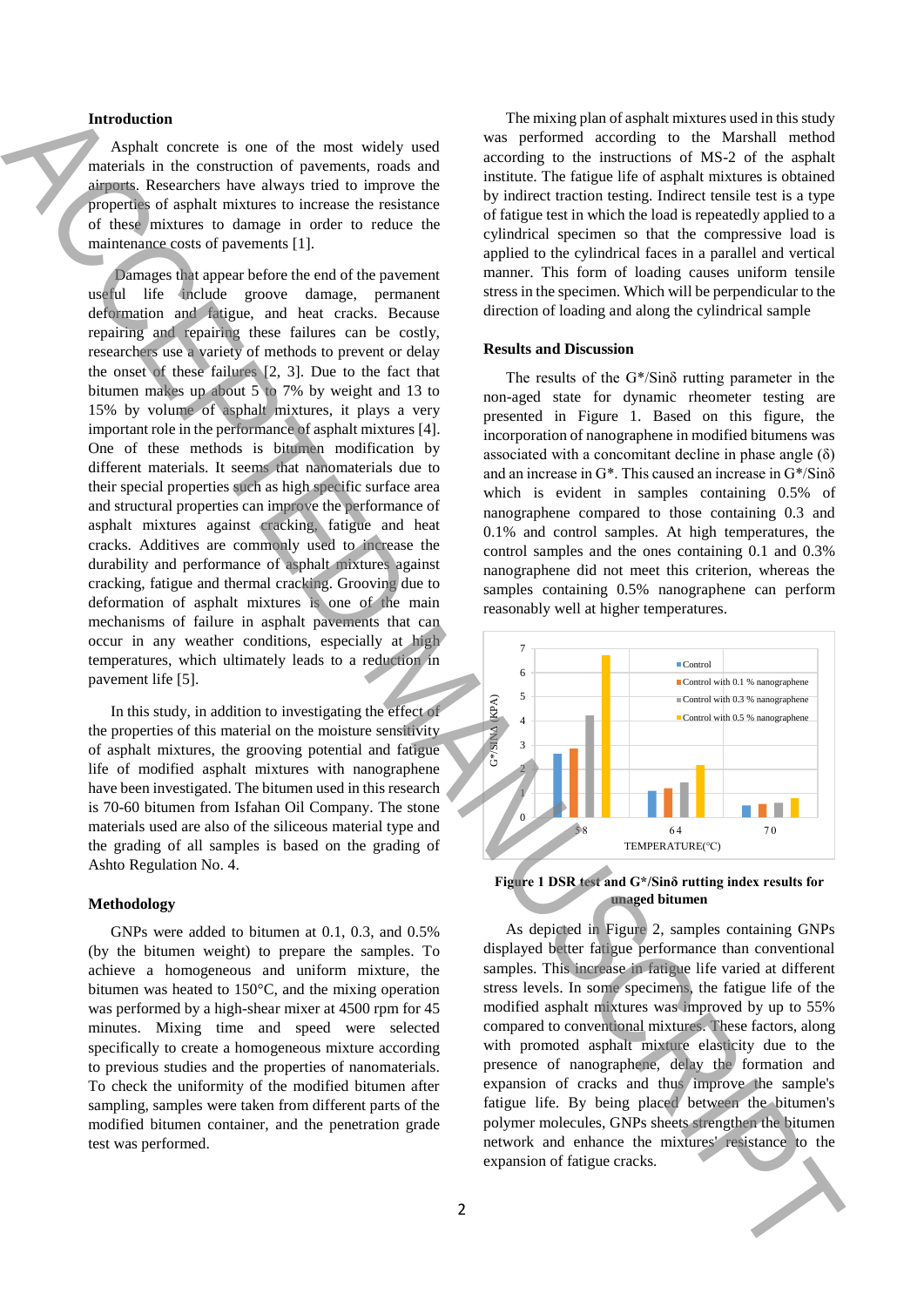## Introduction

Asphalt concrete is one of the most widely used materials in the construction of pavements, roads and airports. Researchers have always tried to improve the properties of asphalt mixtures to increase the resistance of these mixtures to damage in order to reduce the maintenance costs of pavements [1].

Damages that appear before the end of the pavement useful life include groove damage, permanent deformation and fatigue, and heat cracks. Because repairing and repairing these failures can be costly, researchers use a variety of methods to prevent or delay the onset of these failures [2, 3]. Due to the fact that bitumen makes up about 5 to 7% by weight and 13 to 15% by volume of asphalt mixtures, it plays a very important role in the performance of asphalt mixtures [4]. One of these methods is bitumen modification by different materials. It seems that nanomaterials due to their special properties such as high specific surface area and structural properties can improve the performance of asphalt mixtures against cracking, fatigue and heat cracks. Additives are commonly used to increase the durability and performance of asphalt mixtures against cracking, fatigue and thermal cracking. Grooving due to deformation of asphalt mixtures is one of the main mechanisms of failure in asphalt pavements that can occur in any weather conditions, especially at high temperatures, which ultimately leads to a reduction in pavement life [5].

In this study, in addition to investigating the effect of the properties of this material on the moisture sensitivity of asphalt mixtures, the grooving potential and fatigue life of modified asphalt mixtures with nanographene have been investigated. The bitumen used in this research is 70-60 bitumen from Isfahan Oil Company. The stone materials used are also of the siliceous material type and the grading of all samples is based on the grading of Ashto Regulation No. 4.

## Methodology

GNPs were added to bitumen at 0.1, 0.3, and 0.5% (by the bitumen weight) to prepare the samples. To achieve a homogeneous and uniform mixture, the bitumen was heated to 150°C, and the mixing operation was performed by a high-shear mixer at 4500 rpm for 45 minutes. Mixing time and speed were selected specifically to create a homogeneous mixture according to previous studies and the properties of nanomaterials. To check the uniformity of the modified bitumen after sampling, samples were taken from different parts of the modified bitumen container, and the penetration grade test was performed.

The mixing plan of asphalt mixtures used in this study was performed according to the Marshall method according to the instructions of MS-2 of the asphalt institute. The fatigue life of asphalt mixtures is obtained by indirect traction testing. Indirect tensile test is a type of fatigue test in which the load is repeatedly applied to a cylindrical specimen so that the compressive load is applied to the cylindrical faces in a parallel and vertical manner. This form of loading causes uniform tensile stress in the specimen. Which will be perpendicular to the direction of loading and along the cylindrical sample

## Results and Discussion

The results of the $G^*/\sin\delta$ rutting parameter in the non-aged state for dynamic rheometer testing are presented in Figure 1. Based on this figure, the incorporation of nanographene in modified bitumens was associated with a concomitant decline in phase angle ($\delta$) and an increase in $G^*$. This caused an increase in $G^*/\sin\delta$ which is evident in samples containing 0.5% of nanographene compared to those containing 0.3 and 0.1% and control samples. At high temperatures, the control samples and the ones containing 0.1 and 0.3% nanographene did not meet this criterion, whereas the samples containing 0.5% nanographene can perform reasonably well at higher temperatures.

**Figure 1 DSR test and G*/Sinδ rutting index results for unaged bitumen**

As depicted in Figure 2, samples containing GNPs displayed better fatigue performance than conventional samples. This increase in fatigue life varied at different stress levels. In some specimens, the fatigue life of the modified asphalt mixtures was improved by up to 55% compared to conventional mixtures. These factors, along with promoted asphalt mixture elasticity due to the presence of nanographene, delay the formation and expansion of cracks and thus improve the sample's fatigue life. By being placed between the bitumen's polymer molecules, GNPs sheets strengthen the bitumen network and enhance the mixtures' resistance to the expansion of fatigue cracks.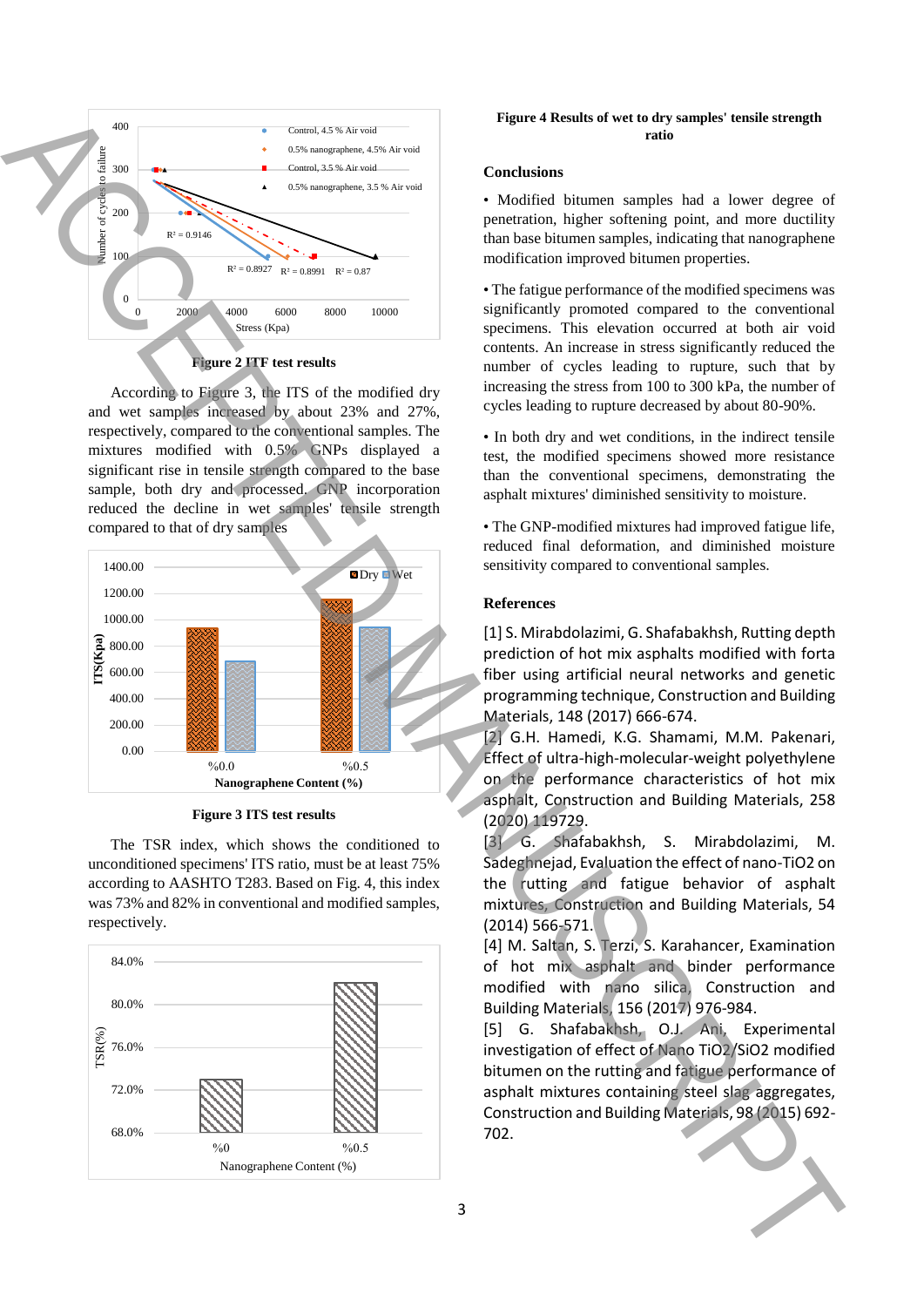400

300

200

100

0

Number of cycles to failure

0 2000 4000 6000 8000 10000

Stress (Kpa)

Control, 4.5 % Air void

0.5% nanographene, 4.5% Air void

Control, 3.5 % Air void

0.5% nanographene, 3.5 % Air void

$R^2 = 0.9146$

$R^2 = 0.8927$

$R^2 = 0.8991$

$R^2 = 0.87$

**Figure 2 ITF test results**

According to Figure 3, the ITS of the modified dry and wet samples increased by about 23% and 27%, respectively, compared to the conventional samples. The mixtures modified with 0.5% GNPs displayed a significant rise in tensile strength compared to the base sample, both dry and processed. GNP incorporation reduced the decline in wet samples' tensile strength compared to that of dry samples

1400.00

1200.00

1000.00

800.00

600.00

400.00

200.00

0.00

ITS(Kpa)

Dry Wet

%0.0 %0.5

Nanographene Content (%)

**Figure 3 ITS test results**

The TSR index, which shows the conditioned to unconditioned specimens' ITS ratio, must be at least 75% according to AASHTO T283. Based on Fig. 4, this index was 73% and 82% in conventional and modified samples, respectively.

84.0%

80.0%

76.0%

72.0%

68.0%

TSR(%)

%0 %0.5

Nanographene Content (%)

**Figure 4 Results of wet to dry samples' tensile strength ratio**

## Conclusions

• Modified bitumen samples had a lower degree of penetration, higher softening point, and more ductility than base bitumen samples, indicating that nanographene modification improved bitumen properties.

• The fatigue performance of the modified specimens was significantly promoted compared to the conventional specimens. This elevation occurred at both air void contents. An increase in stress significantly reduced the number of cycles leading to rupture, such that by increasing the stress from 100 to 300 kPa, the number of cycles leading to rupture decreased by about 80-90%.

• In both dry and wet conditions, in the indirect tensile test, the modified specimens showed more resistance than the conventional specimens, demonstrating the asphalt mixtures' diminished sensitivity to moisture.

• The GNP-modified mixtures had improved fatigue life, reduced final deformation, and diminished moisture sensitivity compared to conventional samples.

## References

[1] S. Mirabdolazimi, G. Shafabakhsh, Rutting depth prediction of hot mix asphalts modified with forta fiber using artificial neural networks and genetic programming technique, Construction and Building Materials, 148 (2017) 666-674.

[2] G.H. Hamedi, K.G. Shamami, M.M. Pakenari, Effect of ultra-high-molecular-weight polyethylene on the performance characteristics of hot mix asphalt, Construction and Building Materials, 258 (2020) 119729.

[3] G. Shafabakhsh, S. Mirabdolazimi, M. Sadeghnejad, Evaluation the effect of nano-TiO2 on the rutting and fatigue behavior of asphalt mixtures, Construction and Building Materials, 54 (2014) 566-571.

[4] M. Saltan, S. Terzi, S. Karahancer, Examination of hot mix asphalt and binder performance modified with nano silica, Construction and Building Materials, 156 (2017) 976-984.

[5] G. Shafabakhsh, O.J. Ani, Experimental investigation of effect of Nano TiO2/SiO2 modified bitumen on the rutting and fatigue performance of asphalt mixtures containing steel slag aggregates, Construction and Building Materials, 98 (2015) 692-702.